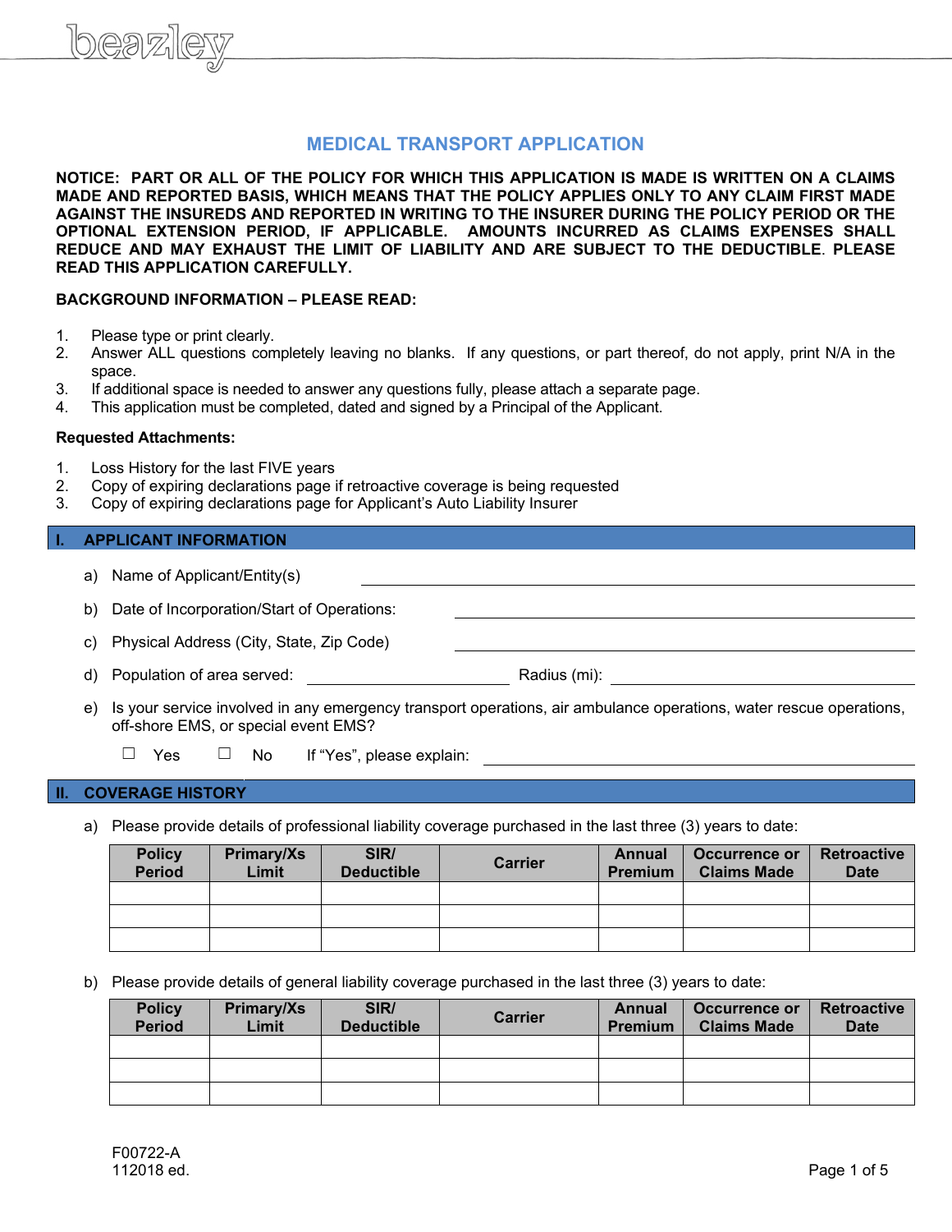beazley

# MEDICAL TRANSPORT APPLICATION

**NOTICE: PART OR ALL OF THE POLICY FOR WHICH THIS APPLICATION IS MADE IS WRITTEN ON A CLAIMS MADE AND REPORTED BASIS, WHICH MEANS THAT THE POLICY APPLIES ONLY TO ANY CLAIM FIRST MADE AGAINST THE INSUREDS AND REPORTED IN WRITING TO THE INSURER DURING THE POLICY PERIOD OR THE OPTIONAL EXTENSION PERIOD, IF APPLICABLE. AMOUNTS INCURRED AS CLAIMS EXPENSES SHALL REDUCE AND MAY EXHAUST THE LIMIT OF LIABILITY AND ARE SUBJECT TO THE DEDUCTIBLE. PLEASE READ THIS APPLICATION CAREFULLY.**

**BACKGROUND INFORMATION – PLEASE READ:**

1. Please type or print clearly.
2. Answer ALL questions completely leaving no blanks. If any questions, or part thereof, do not apply, print N/A in the space.
3. If additional space is needed to answer any questions fully, please attach a separate page.
4. This application must be completed, dated and signed by a Principal of the Applicant.

**Requested Attachments:**

1. Loss History for the last FIVE years
2. Copy of expiring declarations page if retroactive coverage is being requested
3. Copy of expiring declarations page for Applicant's Auto Liability Insurer

## I. APPLICANT INFORMATION

a) Name of Applicant/Entity(s) ______________________________

b) Date of Incorporation/Start of Operations: ______________________________

c) Physical Address (City, State, Zip Code) ______________________________

d) Population of area served: ______________ Radius (mi): ______________

e) Is your service involved in any emergency transport operations, air ambulance operations, water rescue operations, off-shore EMS, or special event EMS?

☐ Yes ☐ No If "Yes", please explain: ______________________________

## II. COVERAGE HISTORY

a) Please provide details of professional liability coverage purchased in the last three (3) years to date:

| Policy Period | Primary/Xs Limit | SIR/ Deductible | Carrier | Annual Premium | Occurrence or Claims Made | Retroactive Date |
|---|---|---|---|---|---|---|
| | | | | | | |
| | | | | | | |
| | | | | | | |

b) Please provide details of general liability coverage purchased in the last three (3) years to date:

| Policy Period | Primary/Xs Limit | SIR/ Deductible | Carrier | Annual Premium | Occurrence or Claims Made | Retroactive Date |
|---|---|---|---|---|---|---|
| | | | | | | |
| | | | | | | |
| | | | | | | |

F00722-A
112018 ed.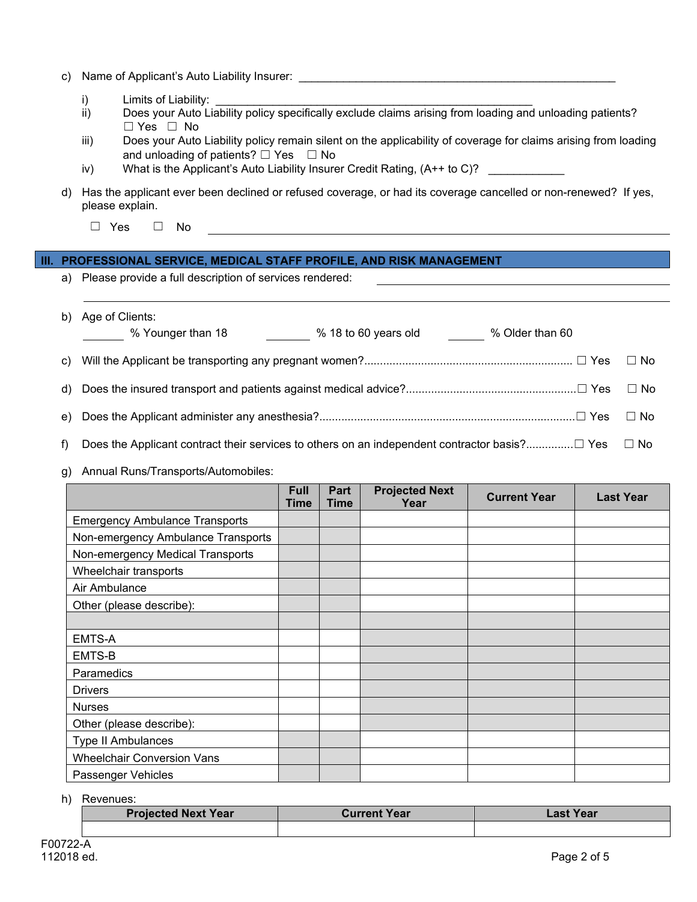c) Name of Applicant's Auto Liability Insurer: ____________________________________________________

  i) Limits of Liability: ____________________________________________________

  ii) Does your Auto Liability policy specifically exclude claims arising from loading and unloading patients? ☐ Yes ☐ No

  iii) Does your Auto Liability policy remain silent on the applicability of coverage for claims arising from loading and unloading of patients? ☐ Yes ☐ No

  iv) What is the Applicant's Auto Liability Insurer Credit Rating, (A++ to C)? ____________

d) Has the applicant ever been declined or refused coverage, or had its coverage cancelled or non-renewed? If yes, please explain.

  ☐ Yes ☐ No ____________________________________________________

## III. PROFESSIONAL SERVICE, MEDICAL STAFF PROFILE, AND RISK MANAGEMENT

a) Please provide a full description of services rendered: ____________________________________________________

____________________________________________________

b) Age of Clients:

_______ % Younger than 18  _______ % 18 to 60 years old  ______ % Older than 60

c) Will the Applicant be transporting any pregnant women?................................................................. ☐ Yes ☐ No

d) Does the insured transport and patients against medical advice?..................................................... ☐ Yes ☐ No

e) Does the Applicant administer any anesthesia?................................................................................ ☐ Yes ☐ No

f) Does the Applicant contract their services to others on an independent contractor basis?.............. ☐ Yes ☐ No

g) Annual Runs/Transports/Automobiles:

| | Full Time | Part Time | Projected Next Year | Current Year | Last Year |
|---|---|---|---|---|---|
| Emergency Ambulance Transports | | | | | |
| Non-emergency Ambulance Transports | | | | | |
| Non-emergency Medical Transports | | | | | |
| Wheelchair transports | | | | | |
| Air Ambulance | | | | | |
| Other (please describe): | | | | | |
| | | | | | |
| EMTS-A | | | | | |
| EMTS-B | | | | | |
| Paramedics | | | | | |
| Drivers | | | | | |
| Nurses | | | | | |
| Other (please describe): | | | | | |
| Type II Ambulances | | | | | |
| Wheelchair Conversion Vans | | | | | |
| Passenger Vehicles | | | | | |

h) Revenues:

| Projected Next Year | Current Year | Last Year |
|---|---|---|
| | | |

F00722-A
112018 ed.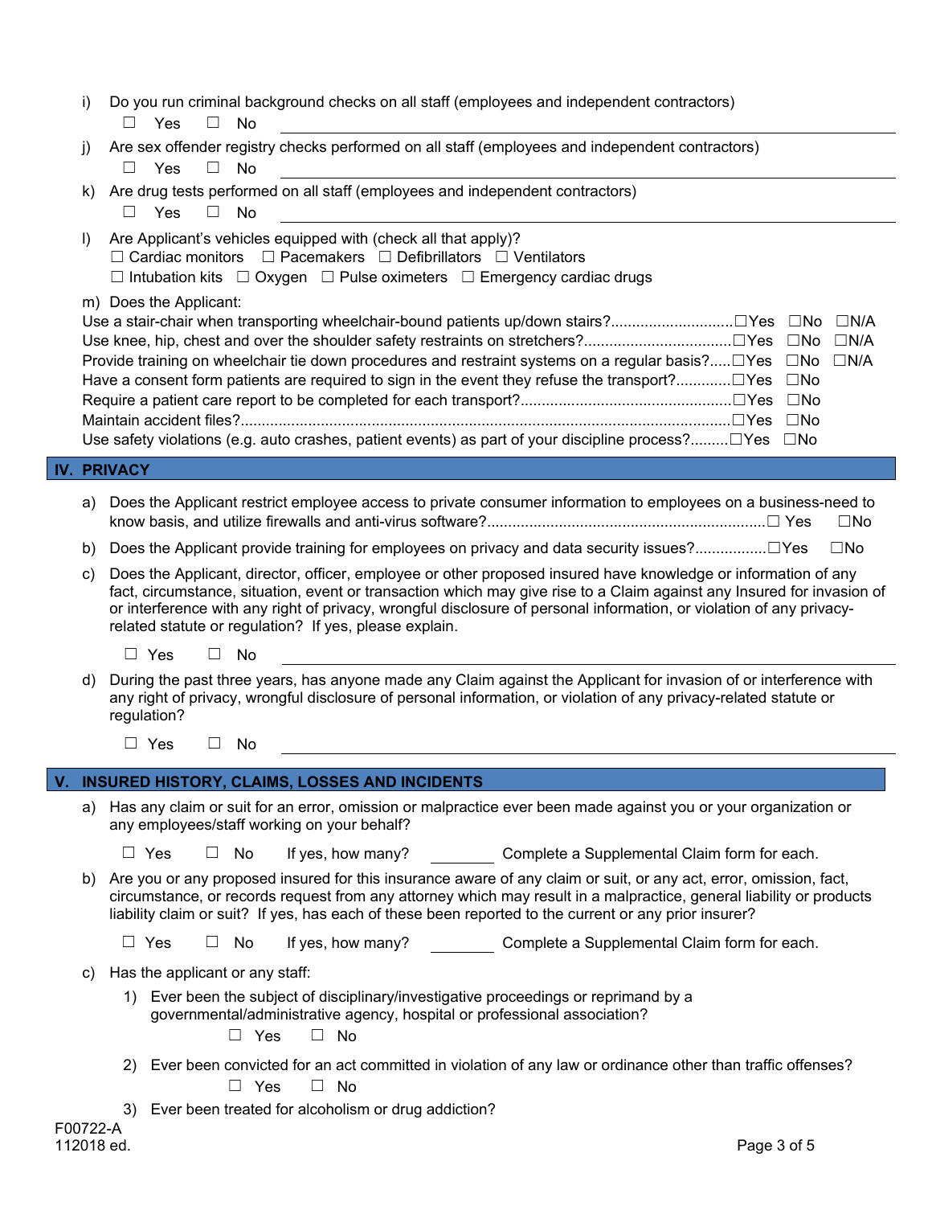i) Do you run criminal background checks on all staff (employees and independent contractors)

☐ Yes ☐ No \_\_\_\_\_\_\_\_\_\_\_\_\_\_\_\_\_\_\_\_\_\_\_\_\_\_\_\_\_\_\_\_\_\_\_\_\_\_\_\_\_\_\_\_\_\_

j) Are sex offender registry checks performed on all staff (employees and independent contractors)

☐ Yes ☐ No \_\_\_\_\_\_\_\_\_\_\_\_\_\_\_\_\_\_\_\_\_\_\_\_\_\_\_\_\_\_\_\_\_\_\_\_\_\_\_\_\_\_\_\_\_\_

k) Are drug tests performed on all staff (employees and independent contractors)

☐ Yes ☐ No \_\_\_\_\_\_\_\_\_\_\_\_\_\_\_\_\_\_\_\_\_\_\_\_\_\_\_\_\_\_\_\_\_\_\_\_\_\_\_\_\_\_\_\_\_\_

l) Are Applicant's vehicles equipped with (check all that apply)?

☐ Cardiac monitors ☐ Pacemakers ☐ Defibrillators ☐ Ventilators
☐ Intubation kits ☐ Oxygen ☐ Pulse oximeters ☐ Emergency cardiac drugs

m) Does the Applicant:

Use a stair-chair when transporting wheelchair-bound patients up/down stairs?............................☐Yes ☐No ☐N/A
Use knee, hip, chest and over the shoulder safety restraints on stretchers?..................................☐Yes ☐No ☐N/A
Provide training on wheelchair tie down procedures and restraint systems on a regular basis?.....☐Yes ☐No ☐N/A
Have a consent form patients are required to sign in the event they refuse the transport?............☐Yes ☐No
Require a patient care report to be completed for each transport?.................................................☐Yes ☐No
Maintain accident files?....................................................................................................................☐Yes ☐No
Use safety violations (e.g. auto crashes, patient events) as part of your discipline process?.........☐Yes ☐No

## IV. PRIVACY

a) Does the Applicant restrict employee access to private consumer information to employees on a business-need to know basis, and utilize firewalls and anti-virus software?.................................................................☐ Yes ☐No

b) Does the Applicant provide training for employees on privacy and data security issues?................☐Yes ☐No

c) Does the Applicant, director, officer, employee or other proposed insured have knowledge or information of any fact, circumstance, situation, event or transaction which may give rise to a Claim against any Insured for invasion of or interference with any right of privacy, wrongful disclosure of personal information, or violation of any privacy-related statute or regulation? If yes, please explain.

☐ Yes ☐ No \_\_\_\_\_\_\_\_\_\_\_\_\_\_\_\_\_\_\_\_\_\_\_\_\_\_\_\_\_\_\_\_\_\_\_\_\_\_\_\_\_\_\_\_\_\_

d) During the past three years, has anyone made any Claim against the Applicant for invasion of or interference with any right of privacy, wrongful disclosure of personal information, or violation of any privacy-related statute or regulation?

☐ Yes ☐ No \_\_\_\_\_\_\_\_\_\_\_\_\_\_\_\_\_\_\_\_\_\_\_\_\_\_\_\_\_\_\_\_\_\_\_\_\_\_\_\_\_\_\_\_\_\_

## V. INSURED HISTORY, CLAIMS, LOSSES AND INCIDENTS

a) Has any claim or suit for an error, omission or malpractice ever been made against you or your organization or any employees/staff working on your behalf?

☐ Yes ☐ No If yes, how many? \_\_\_\_\_\_\_\_ Complete a Supplemental Claim form for each.

b) Are you or any proposed insured for this insurance aware of any claim or suit, or any act, error, omission, fact, circumstance, or records request from any attorney which may result in a malpractice, general liability or products liability claim or suit? If yes, has each of these been reported to the current or any prior insurer?

☐ Yes ☐ No If yes, how many? \_\_\_\_\_\_\_\_ Complete a Supplemental Claim form for each.

c) Has the applicant or any staff:

1) Ever been the subject of disciplinary/investigative proceedings or reprimand by a governmental/administrative agency, hospital or professional association?

   ☐ Yes ☐ No

2) Ever been convicted for an act committed in violation of any law or ordinance other than traffic offenses?

   ☐ Yes ☐ No

3) Ever been treated for alcoholism or drug addiction?

F00722-A
112018 ed.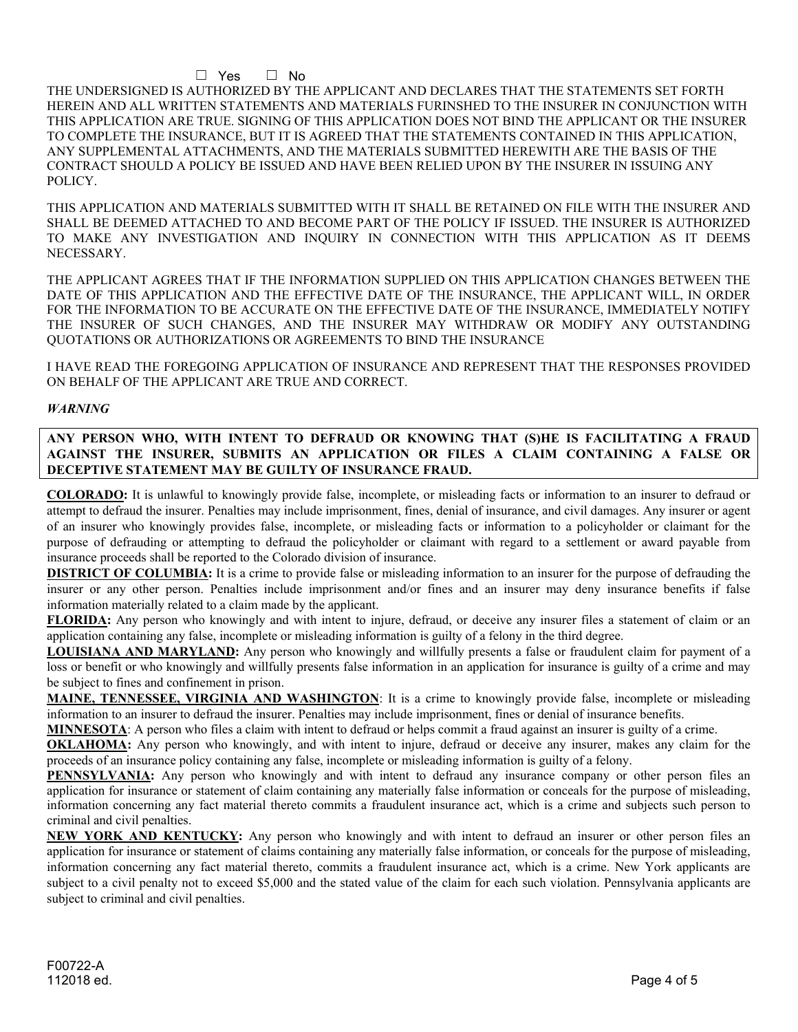☐ Yes ☐ No

THE UNDERSIGNED IS AUTHORIZED BY THE APPLICANT AND DECLARES THAT THE STATEMENTS SET FORTH HEREIN AND ALL WRITTEN STATEMENTS AND MATERIALS FURINSHED TO THE INSURER IN CONJUNCTION WITH THIS APPLICATION ARE TRUE. SIGNING OF THIS APPLICATION DOES NOT BIND THE APPLICANT OR THE INSURER TO COMPLETE THE INSURANCE, BUT IT IS AGREED THAT THE STATEMENTS CONTAINED IN THIS APPLICATION, ANY SUPPLEMENTAL ATTACHMENTS, AND THE MATERIALS SUBMITTED HEREWITH ARE THE BASIS OF THE CONTRACT SHOULD A POLICY BE ISSUED AND HAVE BEEN RELIED UPON BY THE INSURER IN ISSUING ANY POLICY.

THIS APPLICATION AND MATERIALS SUBMITTED WITH IT SHALL BE RETAINED ON FILE WITH THE INSURER AND SHALL BE DEEMED ATTACHED TO AND BECOME PART OF THE POLICY IF ISSUED. THE INSURER IS AUTHORIZED TO MAKE ANY INVESTIGATION AND INQUIRY IN CONNECTION WITH THIS APPLICATION AS IT DEEMS NECESSARY.

THE APPLICANT AGREES THAT IF THE INFORMATION SUPPLIED ON THIS APPLICATION CHANGES BETWEEN THE DATE OF THIS APPLICATION AND THE EFFECTIVE DATE OF THE INSURANCE, THE APPLICANT WILL, IN ORDER FOR THE INFORMATION TO BE ACCURATE ON THE EFFECTIVE DATE OF THE INSURANCE, IMMEDIATELY NOTIFY THE INSURER OF SUCH CHANGES, AND THE INSURER MAY WITHDRAW OR MODIFY ANY OUTSTANDING QUOTATIONS OR AUTHORIZATIONS OR AGREEMENTS TO BIND THE INSURANCE

I HAVE READ THE FOREGOING APPLICATION OF INSURANCE AND REPRESENT THAT THE RESPONSES PROVIDED ON BEHALF OF THE APPLICANT ARE TRUE AND CORRECT.

***WARNING***

**ANY PERSON WHO, WITH INTENT TO DEFRAUD OR KNOWING THAT (S)HE IS FACILITATING A FRAUD AGAINST THE INSURER, SUBMITS AN APPLICATION OR FILES A CLAIM CONTAINING A FALSE OR DECEPTIVE STATEMENT MAY BE GUILTY OF INSURANCE FRAUD.**

**COLORADO:** It is unlawful to knowingly provide false, incomplete, or misleading facts or information to an insurer to defraud or attempt to defraud the insurer. Penalties may include imprisonment, fines, denial of insurance, and civil damages. Any insurer or agent of an insurer who knowingly provides false, incomplete, or misleading facts or information to a policyholder or claimant for the purpose of defrauding or attempting to defraud the policyholder or claimant with regard to a settlement or award payable from insurance proceeds shall be reported to the Colorado division of insurance.

**DISTRICT OF COLUMBIA:** It is a crime to provide false or misleading information to an insurer for the purpose of defrauding the insurer or any other person. Penalties include imprisonment and/or fines and an insurer may deny insurance benefits if false information materially related to a claim made by the applicant.

**FLORIDA:** Any person who knowingly and with intent to injure, defraud, or deceive any insurer files a statement of claim or an application containing any false, incomplete or misleading information is guilty of a felony in the third degree.

**LOUISIANA AND MARYLAND:** Any person who knowingly and willfully presents a false or fraudulent claim for payment of a loss or benefit or who knowingly and willfully presents false information in an application for insurance is guilty of a crime and may be subject to fines and confinement in prison.

**MAINE, TENNESSEE, VIRGINIA AND WASHINGTON**: It is a crime to knowingly provide false, incomplete or misleading information to an insurer to defraud the insurer. Penalties may include imprisonment, fines or denial of insurance benefits.

**MINNESOTA**: A person who files a claim with intent to defraud or helps commit a fraud against an insurer is guilty of a crime.

**OKLAHOMA:** Any person who knowingly, and with intent to injure, defraud or deceive any insurer, makes any claim for the proceeds of an insurance policy containing any false, incomplete or misleading information is guilty of a felony.

**PENNSYLVANIA:** Any person who knowingly and with intent to defraud any insurance company or other person files an application for insurance or statement of claim containing any materially false information or conceals for the purpose of misleading, information concerning any fact material thereto commits a fraudulent insurance act, which is a crime and subjects such person to criminal and civil penalties.

**NEW YORK AND KENTUCKY:** Any person who knowingly and with intent to defraud an insurer or other person files an application for insurance or statement of claims containing any materially false information, or conceals for the purpose of misleading, information concerning any fact material thereto, commits a fraudulent insurance act, which is a crime. New York applicants are subject to a civil penalty not to exceed $5,000 and the stated value of the claim for each such violation. Pennsylvania applicants are subject to criminal and civil penalties.

F00722-A
112018 ed.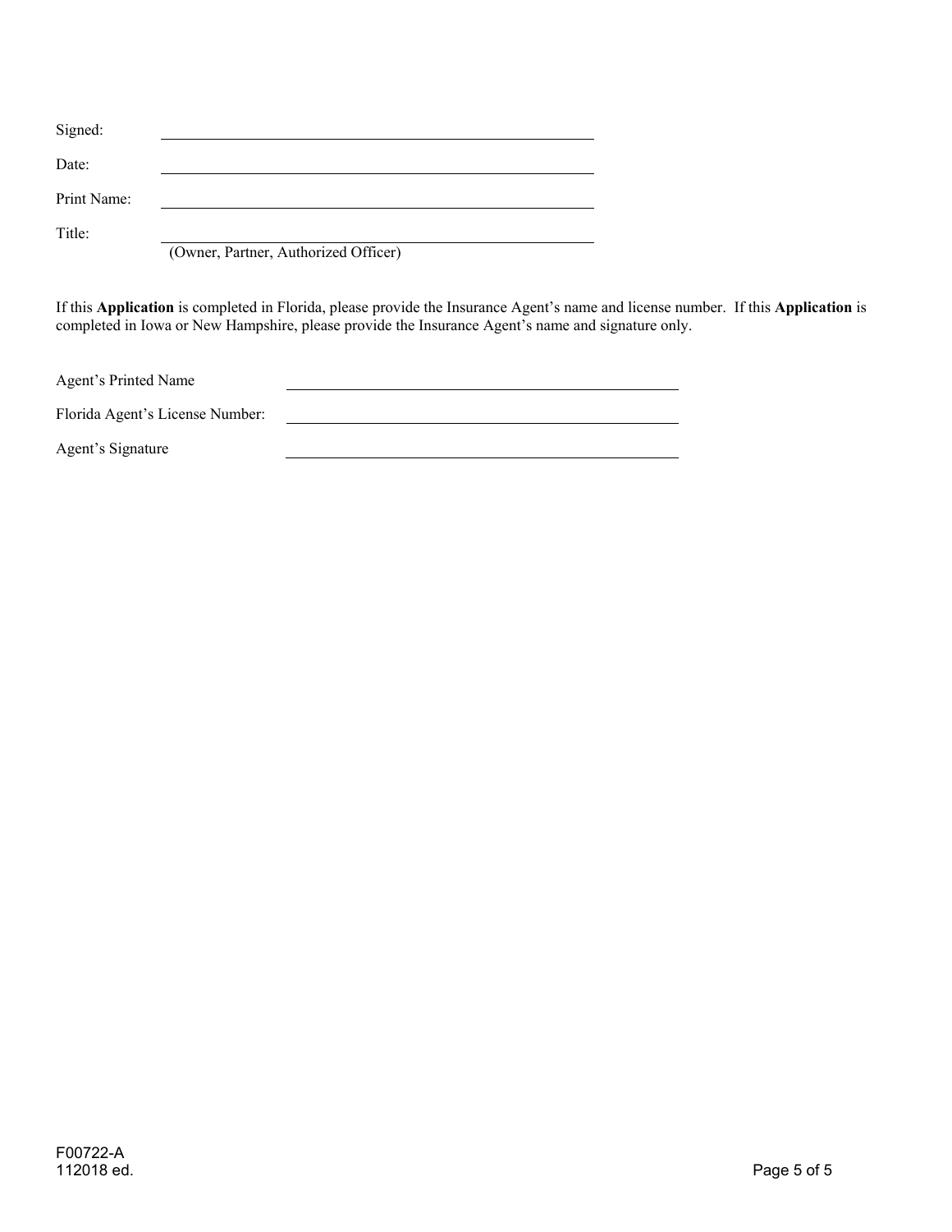Signed: \_\_\_\_\_\_\_\_\_\_\_\_\_\_\_\_\_\_\_\_\_\_\_\_\_\_\_\_\_\_\_\_\_\_\_\_\_\_\_\_

Date: \_\_\_\_\_\_\_\_\_\_\_\_\_\_\_\_\_\_\_\_\_\_\_\_\_\_\_\_\_\_\_\_\_\_\_\_\_\_\_\_

Print Name: \_\_\_\_\_\_\_\_\_\_\_\_\_\_\_\_\_\_\_\_\_\_\_\_\_\_\_\_\_\_\_\_\_\_\_\_\_\_\_\_

Title: \_\_\_\_\_\_\_\_\_\_\_\_\_\_\_\_\_\_\_\_\_\_\_\_\_\_\_\_\_\_\_\_\_\_\_\_\_\_\_\_
(Owner, Partner, Authorized Officer)

If this **Application** is completed in Florida, please provide the Insurance Agent's name and license number. If this **Application** is completed in Iowa or New Hampshire, please provide the Insurance Agent's name and signature only.

Agent's Printed Name \_\_\_\_\_\_\_\_\_\_\_\_\_\_\_\_\_\_\_\_\_\_\_\_\_\_\_\_\_\_\_\_\_\_\_\_\_\_\_\_

Florida Agent's License Number: \_\_\_\_\_\_\_\_\_\_\_\_\_\_\_\_\_\_\_\_\_\_\_\_\_\_\_\_\_\_\_\_\_\_\_\_\_\_\_\_

Agent's Signature \_\_\_\_\_\_\_\_\_\_\_\_\_\_\_\_\_\_\_\_\_\_\_\_\_\_\_\_\_\_\_\_\_\_\_\_\_\_\_\_

F00722-A
112018 ed.